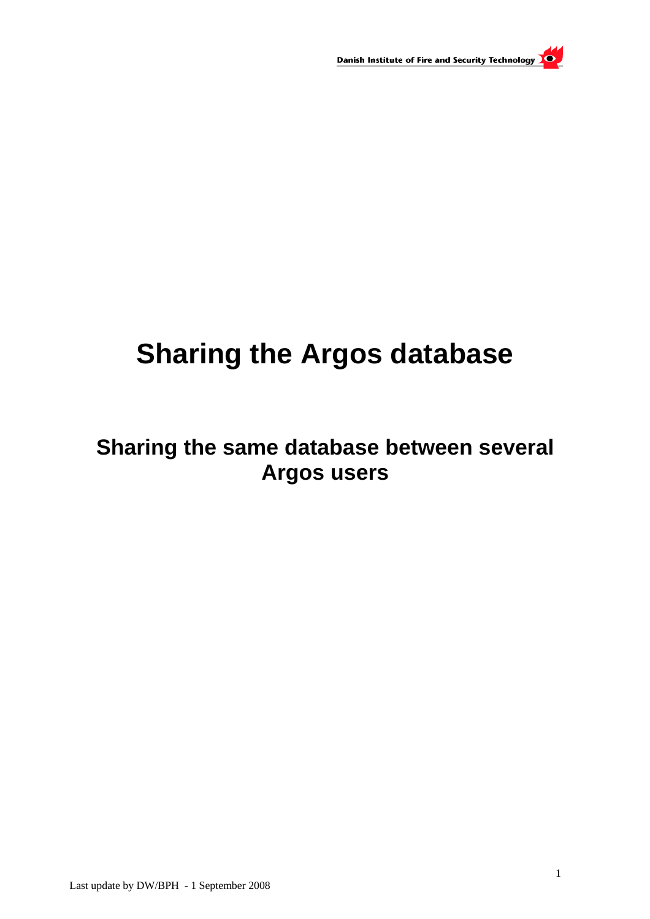# Sharing the Argos database

## Sharing the same database between several Argos users

Last update by DW/BPH - 1 September 2008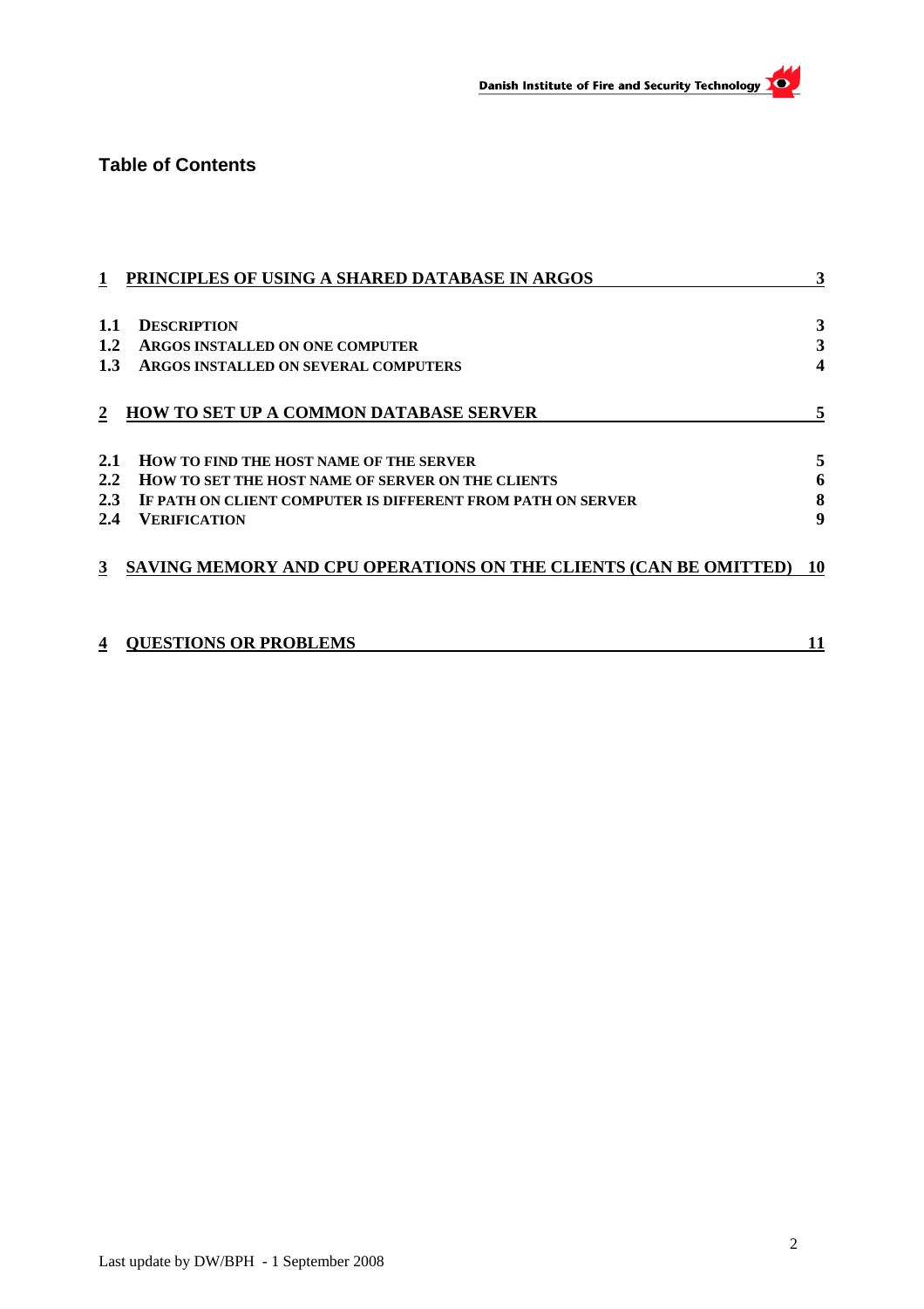## Table of Contents

| | | |
|---|---|---|
| **1** | **PRINCIPLES OF USING A SHARED DATABASE IN ARGOS** | **3** |
| **1.1** | **DESCRIPTION** | **3** |
| **1.2** | **ARGOS INSTALLED ON ONE COMPUTER** | **3** |
| **1.3** | **ARGOS INSTALLED ON SEVERAL COMPUTERS** | **4** |
| **2** | **HOW TO SET UP A COMMON DATABASE SERVER** | **5** |
| **2.1** | **HOW TO FIND THE HOST NAME OF THE SERVER** | **5** |
| **2.2** | **HOW TO SET THE HOST NAME OF SERVER ON THE CLIENTS** | **6** |
| **2.3** | **IF PATH ON CLIENT COMPUTER IS DIFFERENT FROM PATH ON SERVER** | **8** |
| **2.4** | **VERIFICATION** | **9** |
| **3** | **SAVING MEMORY AND CPU OPERATIONS ON THE CLIENTS (CAN BE OMITTED)** | **10** |
| **4** | **QUESTIONS OR PROBLEMS** | **11** |

Last update by DW/BPH - 1 September 2008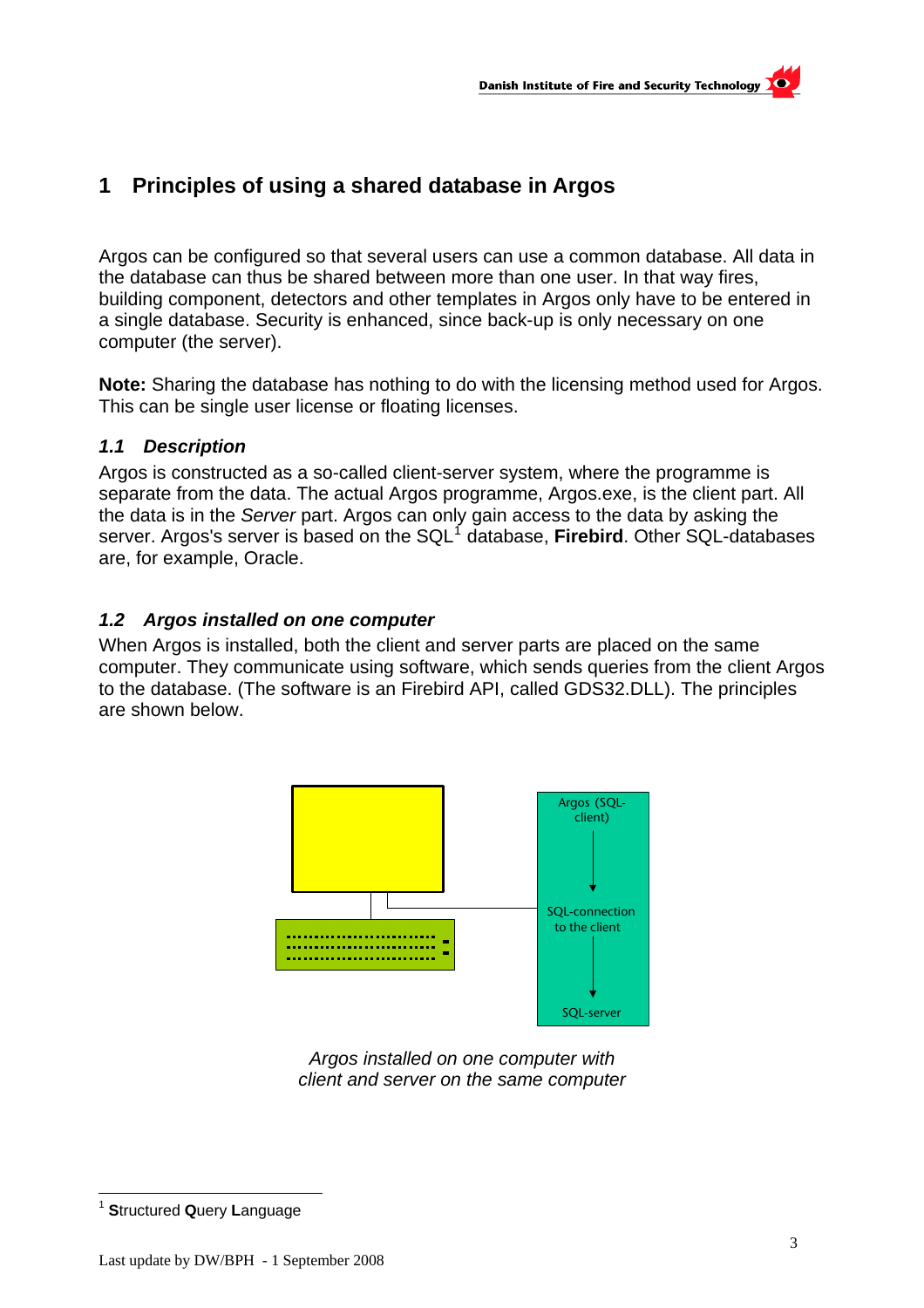# 1 Principles of using a shared database in Argos

Argos can be configured so that several users can use a common database. All data in the database can thus be shared between more than one user. In that way fires, building component, detectors and other templates in Argos only have to be entered in a single database. Security is enhanced, since back-up is only necessary on one computer (the server).

**Note:** Sharing the database has nothing to do with the licensing method used for Argos. This can be single user license or floating licenses.

## *1.1 Description*

Argos is constructed as a so-called client-server system, where the programme is separate from the data. The actual Argos programme, Argos.exe, is the client part. All the data is in the *Server* part. Argos can only gain access to the data by asking the server. Argos's server is based on the SQL[1] database, **Firebird**. Other SQL-databases are, for example, Oracle.

## *1.2 Argos installed on one computer*

When Argos is installed, both the client and server parts are placed on the same computer. They communicate using software, which sends queries from the client Argos to the database. (The software is an Firebird API, called GDS32.DLL). The principles are shown below.

Argos (SQL-client)

SQL-connection to the client

SQL-server

*Argos installed on one computer with client and server on the same computer*

---

[1] **S**tructured **Q**uery **L**anguage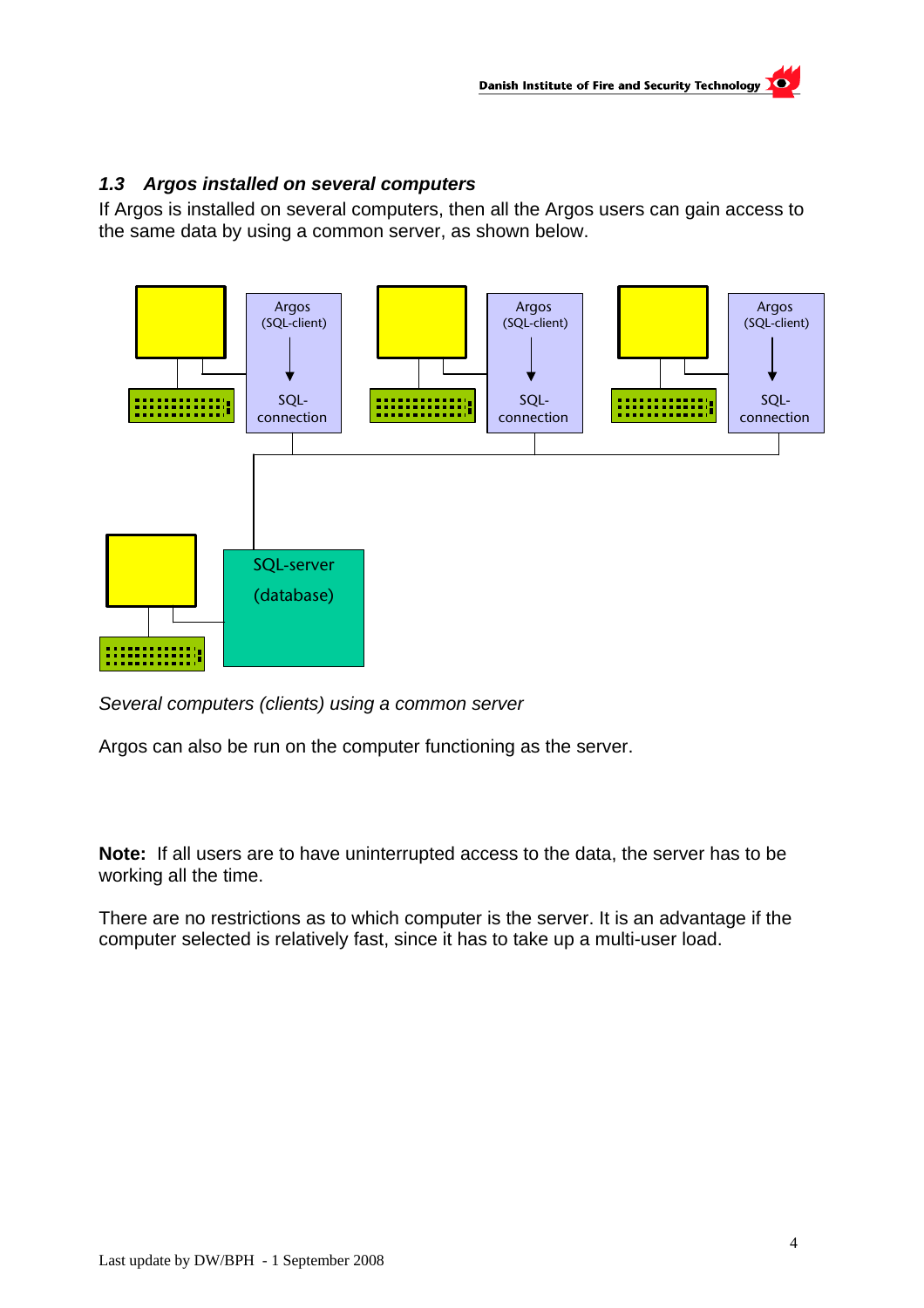### 1.3 Argos installed on several computers

If Argos is installed on several computers, then all the Argos users can gain access to the same data by using a common server, as shown below.

Argos (SQL-client) → SQL-connection

Argos (SQL-client) → SQL-connection

Argos (SQL-client) → SQL-connection

SQL-server (database)

*Several computers (clients) using a common server*

Argos can also be run on the computer functioning as the server.

**Note:** If all users are to have uninterrupted access to the data, the server has to be working all the time.

There are no restrictions as to which computer is the server. It is an advantage if the computer selected is relatively fast, since it has to take up a multi-user load.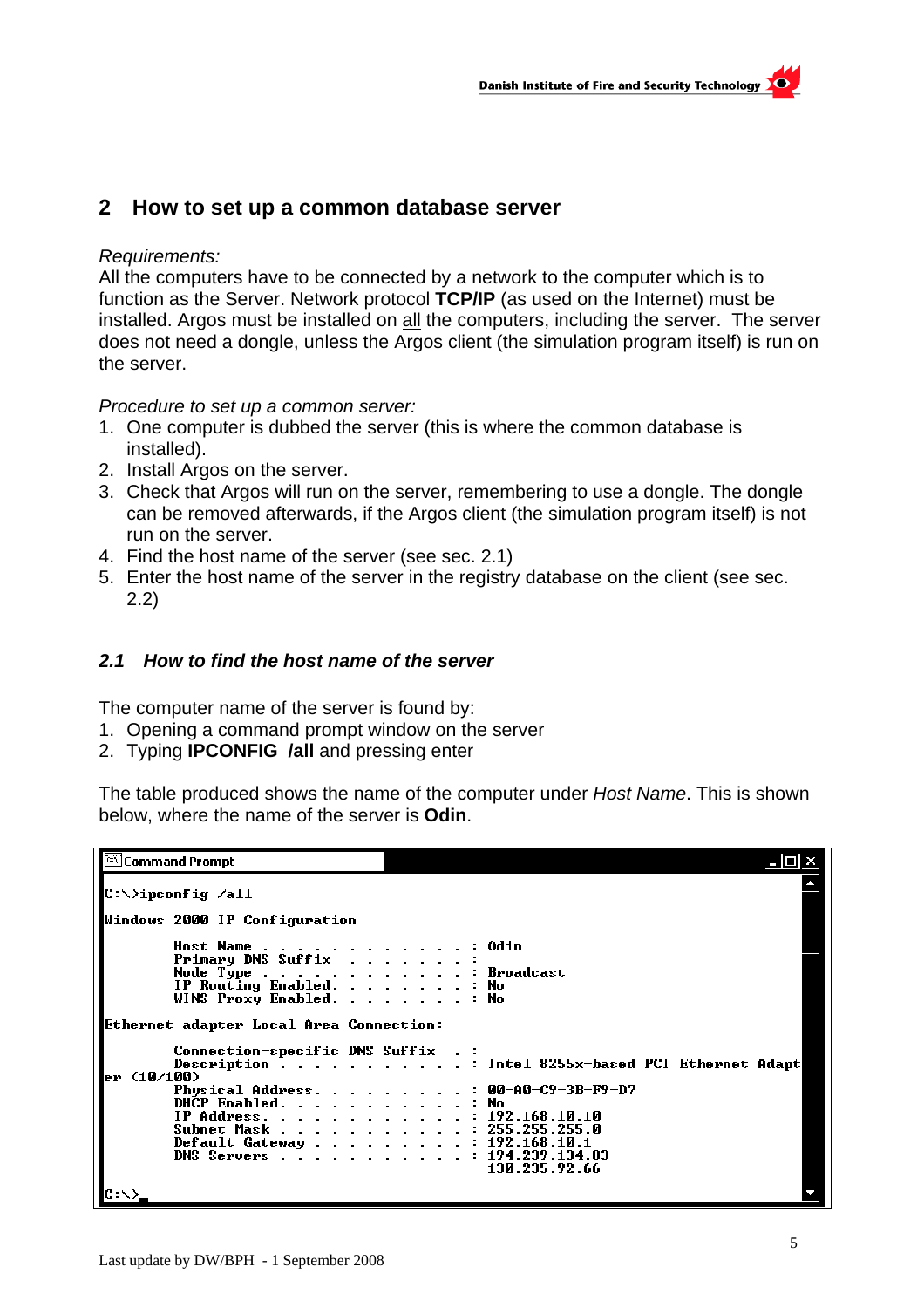## 2 How to set up a common database server

*Requirements:*
All the computers have to be connected by a network to the computer which is to function as the Server. Network protocol **TCP/IP** (as used on the Internet) must be installed. Argos must be installed on <u>all</u> the computers, including the server. The server does not need a dongle, unless the Argos client (the simulation program itself) is run on the server.

*Procedure to set up a common server:*

1. One computer is dubbed the server (this is where the common database is installed).
2. Install Argos on the server.
3. Check that Argos will run on the server, remembering to use a dongle. The dongle can be removed afterwards, if the Argos client (the simulation program itself) is not run on the server.
4. Find the host name of the server (see sec. 2.1)
5. Enter the host name of the server in the registry database on the client (see sec. 2.2)

### *2.1 How to find the host name of the server*

The computer name of the server is found by:

1. Opening a command prompt window on the server
2. Typing **IPCONFIG /all** and pressing enter

The table produced shows the name of the computer under *Host Name*. This is shown below, where the name of the server is **Odin**.

```
Command Prompt

C:\>ipconfig /all

Windows 2000 IP Configuration

        Host Name . . . . . . . . . . . . : Odin
        Primary DNS Suffix  . . . . . . . :
        Node Type . . . . . . . . . . . . : Broadcast
        IP Routing Enabled. . . . . . . . : No
        WINS Proxy Enabled. . . . . . . . : No

Ethernet adapter Local Area Connection:

        Connection-specific DNS Suffix  . :
        Description . . . . . . . . . . . : Intel 8255x-based PCI Ethernet Adapt
er (10/100)
        Physical Address. . . . . . . . . : 00-A0-C9-3B-F9-D7
        DHCP Enabled. . . . . . . . . . . : No
        IP Address. . . . . . . . . . . . : 192.168.10.10
        Subnet Mask . . . . . . . . . . . : 255.255.255.0
        Default Gateway . . . . . . . . . : 192.168.10.1
        DNS Servers . . . . . . . . . . . : 194.239.134.83
                                            130.235.92.66

C:\>_
```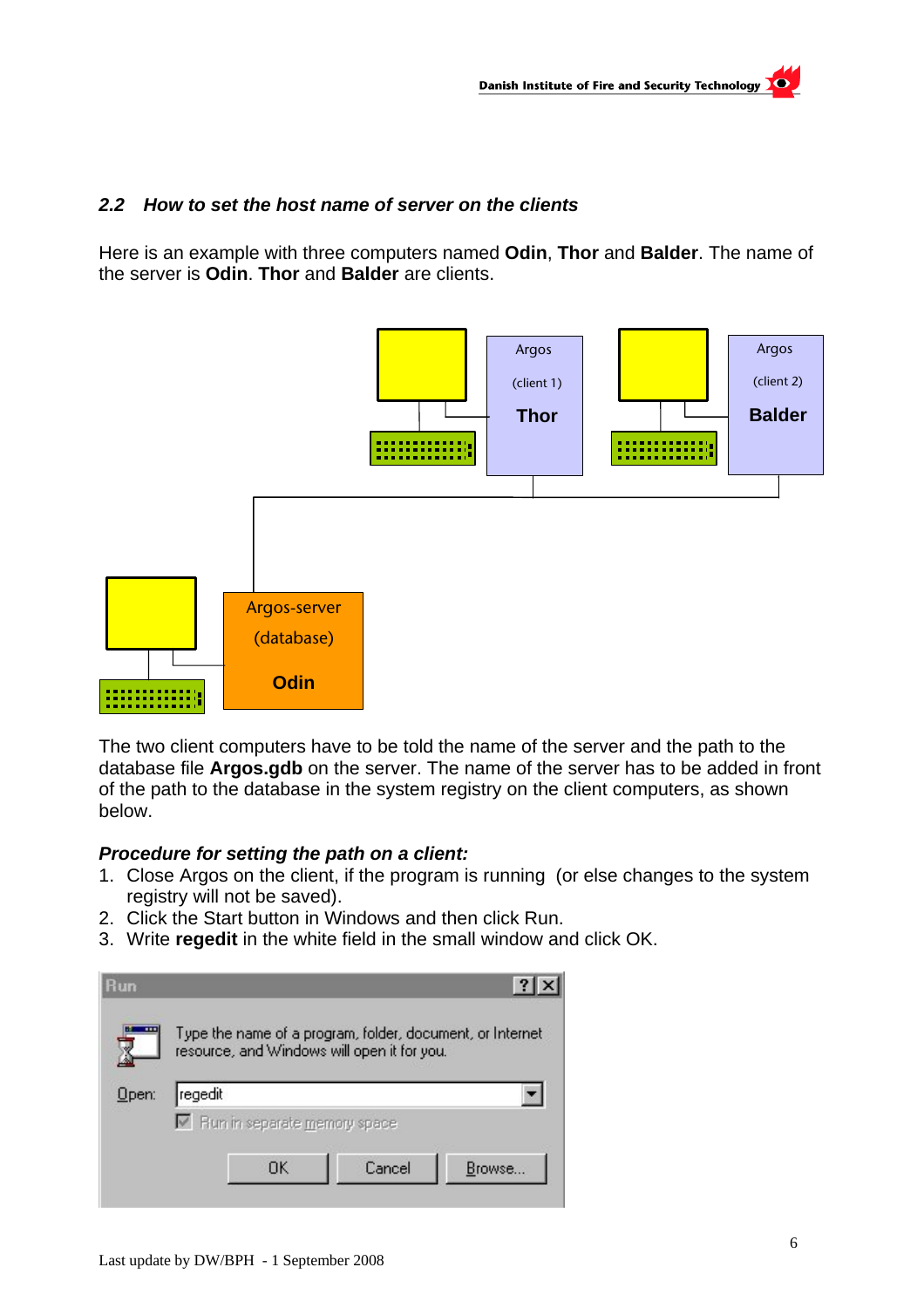## 2.2 *How to set the host name of server on the clients*

Here is an example with three computers named **Odin**, **Thor** and **Balder**. The name of the server is **Odin**. **Thor** and **Balder** are clients.

Argos (client 1) **Thor**

Argos (client 2) **Balder**

Argos-server (database) **Odin**

The two client computers have to be told the name of the server and the path to the database file **Argos.gdb** on the server. The name of the server has to be added in front of the path to the database in the system registry on the client computers, as shown below.

***Procedure for setting the path on a client:***

1. Close Argos on the client, if the program is running (or else changes to the system registry will not be saved).
2. Click the Start button in Windows and then click Run.
3. Write **regedit** in the white field in the small window and click OK.

Run

Type the name of a program, folder, document, or Internet resource, and Windows will open it for you.

Open: regedit

Run in separate memory space

OK | Cancel | Browse...

Last update by DW/BPH - 1 September 2008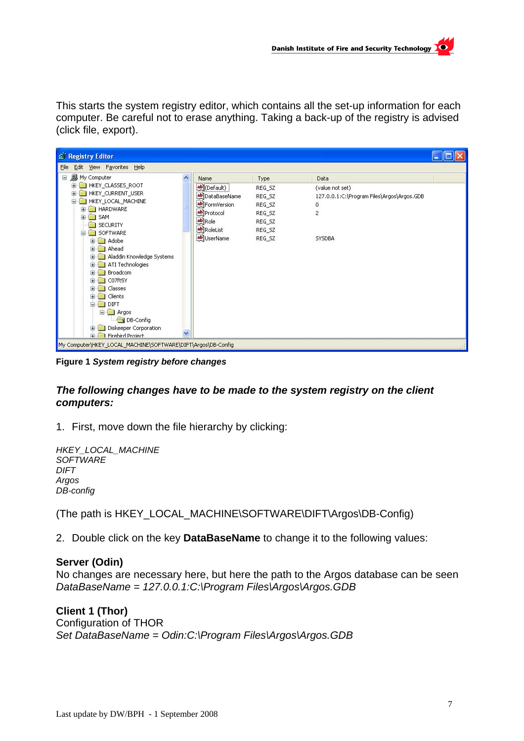This starts the system registry editor, which contains all the set-up information for each computer. Be careful not to erase anything. Taking a back-up of the registry is advised (click file, export).

**Figure 1** ***System registry before changes***

***The following changes have to be made to the system registry on the client computers:***

1. First, move down the file hierarchy by clicking:

*HKEY_LOCAL_MACHINE*
*SOFTWARE*
*DIFT*
*Argos*
*DB-config*

(The path is HKEY_LOCAL_MACHINE\SOFTWARE\DIFT\Argos\DB-Config)

2. Double click on the key **DataBaseName** to change it to the following values:

**Server (Odin)**
No changes are necessary here, but here the path to the Argos database can be seen
*DataBaseName = 127.0.0.1:C:\Program Files\Argos\Argos.GDB*

**Client 1 (Thor)**
Configuration of THOR
*Set DataBaseName = Odin:C:\Program Files\Argos\Argos.GDB*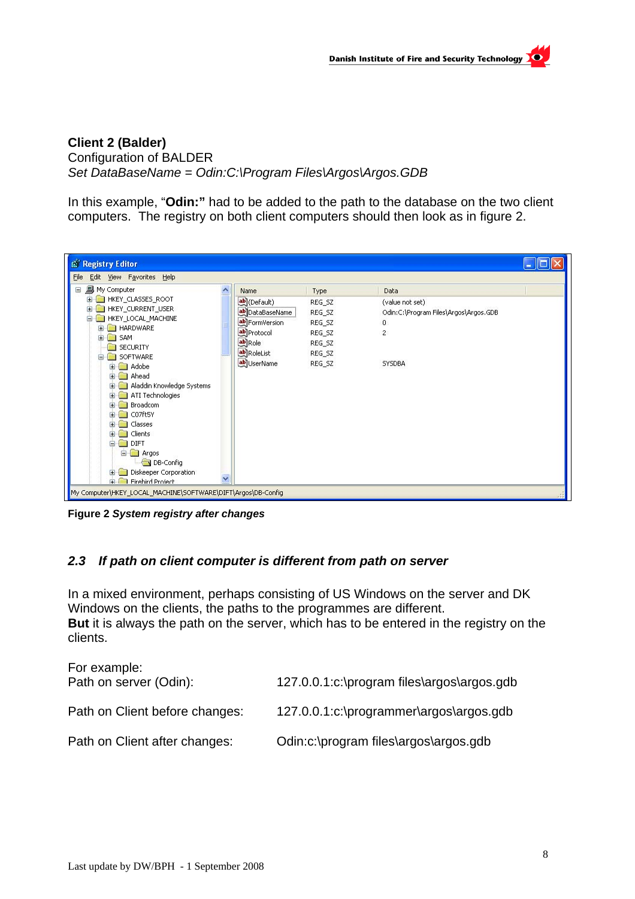**Client 2 (Balder)**
Configuration of BALDER
*Set DataBaseName = Odin:C:\Program Files\Argos\Argos.GDB*

In this example, “**Odin:”** had to be added to the path to the database on the two client computers. The registry on both client computers should then look as in figure 2.

**Figure 2** ***System registry after changes***

### *2.3 If path on client computer is different from path on server*

In a mixed environment, perhaps consisting of US Windows on the server and DK Windows on the clients, the paths to the programmes are different.
**But** it is always the path on the server, which has to be entered in the registry on the clients.

For example:

| | |
|---|---|
| Path on server (Odin): | 127.0.0.1:c:\program files\argos\argos.gdb |
| Path on Client before changes: | 127.0.0.1:c:\programmer\argos\argos.gdb |
| Path on Client after changes: | Odin:c:\program files\argos\argos.gdb |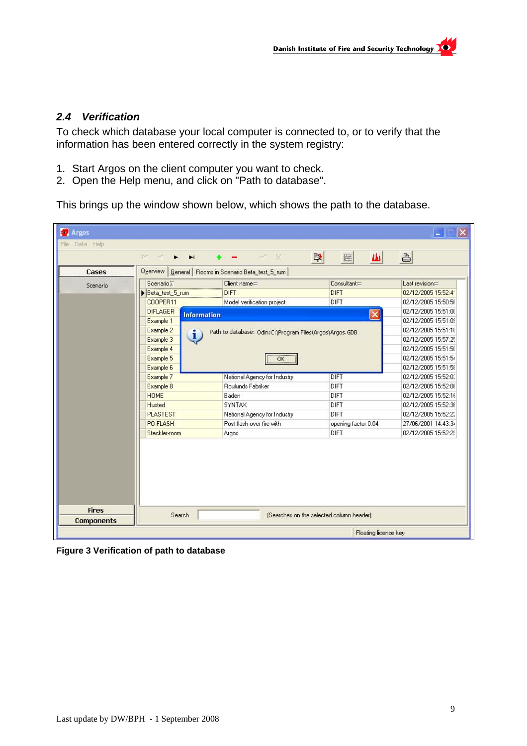## 2.4 *Verification*

To check which database your local computer is connected to, or to verify that the information has been entered correctly in the system registry:

1. Start Argos on the client computer you want to check.
2. Open the Help menu, and click on "Path to database".

This brings up the window shown below, which shows the path to the database.

**Figure 3 Verification of path to database**

Last update by DW/BPH - 1 September 2008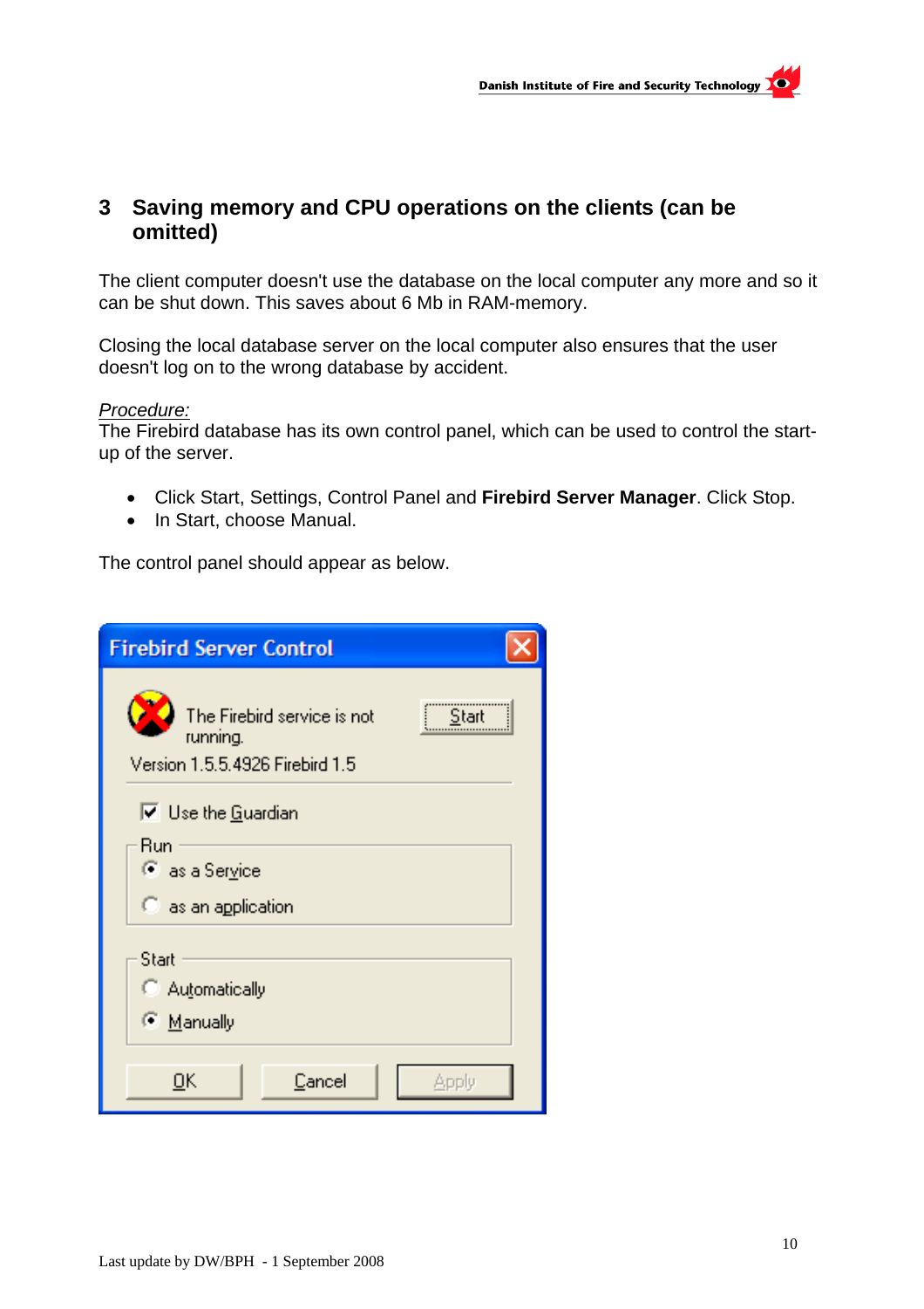## 3 Saving memory and CPU operations on the clients (can be omitted)

The client computer doesn't use the database on the local computer any more and so it can be shut down. This saves about 6 Mb in RAM-memory.

Closing the local database server on the local computer also ensures that the user doesn't log on to the wrong database by accident.

*Procedure:*
The Firebird database has its own control panel, which can be used to control the start-up of the server.

- Click Start, Settings, Control Panel and **Firebird Server Manager**. Click Stop.
- In Start, choose Manual.

The control panel should appear as below.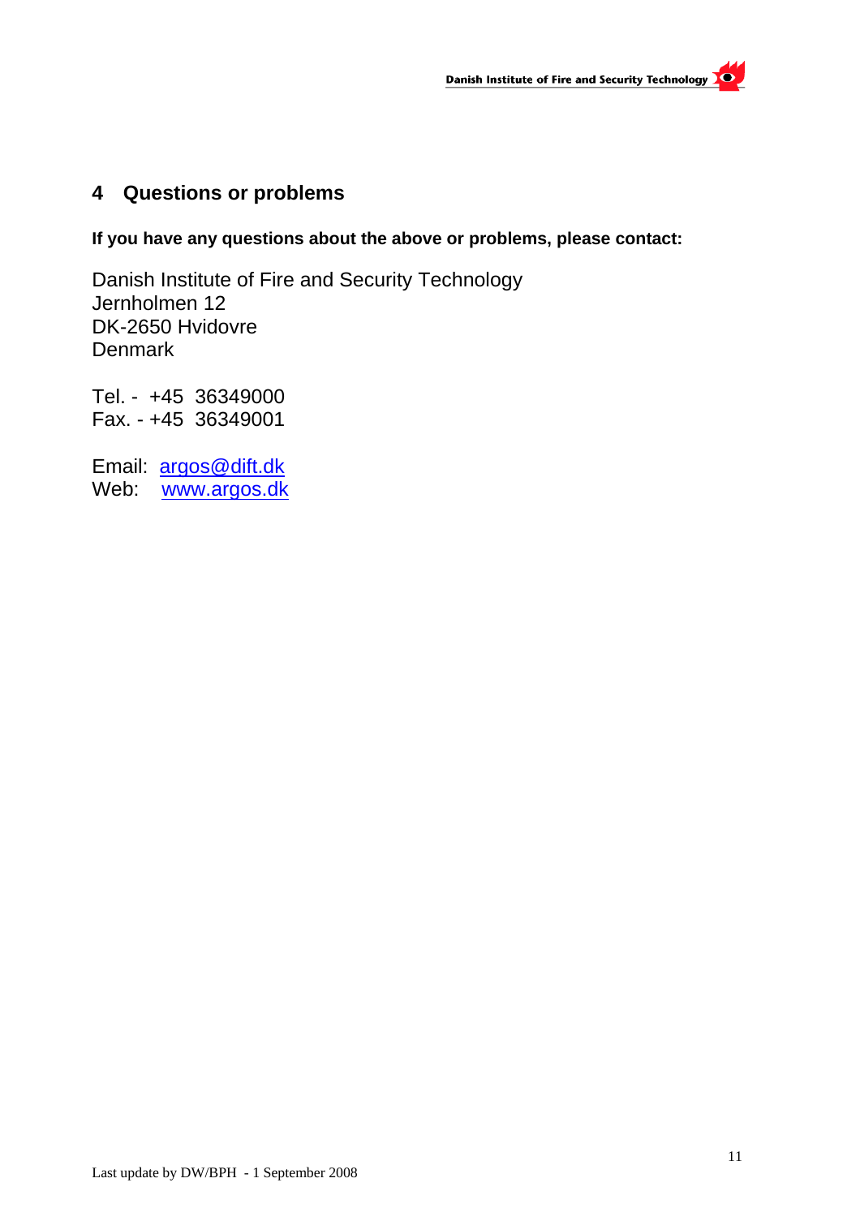## 4 Questions or problems

**If you have any questions about the above or problems, please contact:**

Danish Institute of Fire and Security Technology
Jernholmen 12
DK-2650 Hvidovre
Denmark

Tel. - +45 36349000
Fax. - +45 36349001

Email: argos@dift.dk
Web: www.argos.dk

Last update by DW/BPH - 1 September 2008